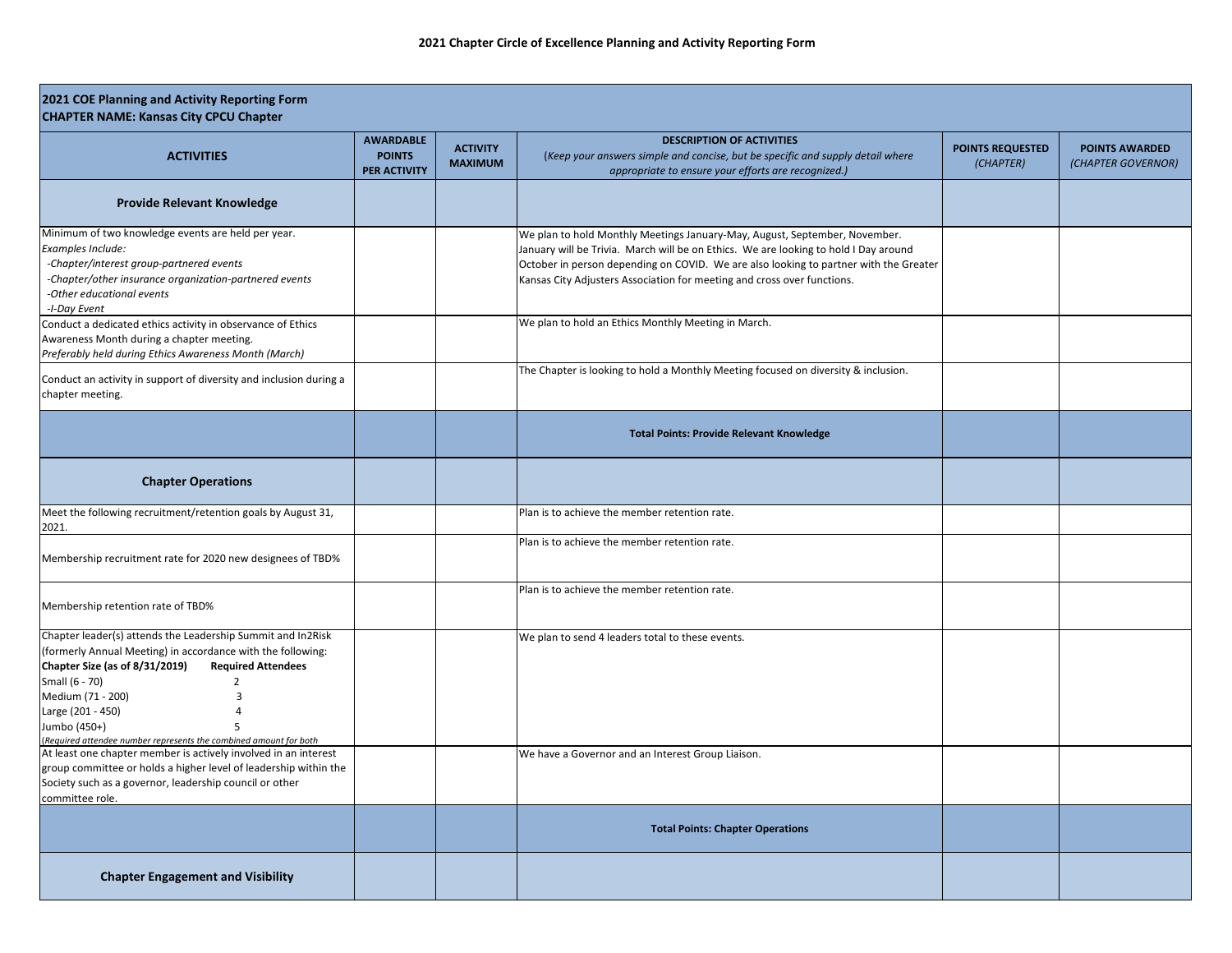## 2021 Chapter Circle of Excellence Planning and Activity Reporting Form

**2021 COE Planning and Activity Reporting Form**
**CHAPTER NAME: Kansas City CPCU Chapter**

| ACTIVITIES | AWARDABLE POINTS PER ACTIVITY | ACTIVITY MAXIMUM | DESCRIPTION OF ACTIVITIES *(Keep your answers simple and concise, but be specific and supply detail where appropriate to ensure your efforts are recognized.)* | POINTS REQUESTED *(CHAPTER)* | POINTS AWARDED *(CHAPTER GOVERNOR)* |
|---|---|---|---|---|---|
| **Provide Relevant Knowledge** | | | | | |
| Minimum of two knowledge events are held per year. *Examples Include:* *-Chapter/interest group-partnered events* *-Chapter/other insurance organization-partnered events* *-Other educational events* *-I-Day Event* | | | We plan to hold Monthly Meetings January-May, August, September, November. January will be Trivia. March will be on Ethics. We are looking to hold I Day around October in person depending on COVID. We are also looking to partner with the Greater Kansas City Adjusters Association for meeting and cross over functions. | | |
| Conduct a dedicated ethics activity in observance of Ethics Awareness Month during a chapter meeting. *Preferably held during Ethics Awareness Month (March)* | | | We plan to hold an Ethics Monthly Meeting in March. | | |
| Conduct an activity in support of diversity and inclusion during a chapter meeting. | | | The Chapter is looking to hold a Monthly Meeting focused on diversity & inclusion. | | |
| | | | **Total Points: Provide Relevant Knowledge** | | |
| **Chapter Operations** | | | | | |
| Meet the following recruitment/retention goals by August 31, 2021. | | | Plan is to achieve the member retention rate. | | |
| Membership recruitment rate for 2020 new designees of TBD% | | | Plan is to achieve the member retention rate. | | |
| Membership retention rate of TBD% | | | Plan is to achieve the member retention rate. | | |
| Chapter leader(s) attends the Leadership Summit and In2Risk (formerly Annual Meeting) in accordance with the following: **Chapter Size (as of 8/31/2019) Required Attendees** Small (6 - 70) 2; Medium (71 - 200) 3; Large (201 - 450) 4; Jumbo (450+) 5 *(Required attendee number represents the combined amount for both* | | | We plan to send 4 leaders total to these events. | | |
| At least one chapter member is actively involved in an interest group committee or holds a higher level of leadership within the Society such as a governor, leadership council or other committee role. | | | We have a Governor and an Interest Group Liaison. | | |
| | | | **Total Points: Chapter Operations** | | |
| **Chapter Engagement and Visibility** | | | | | |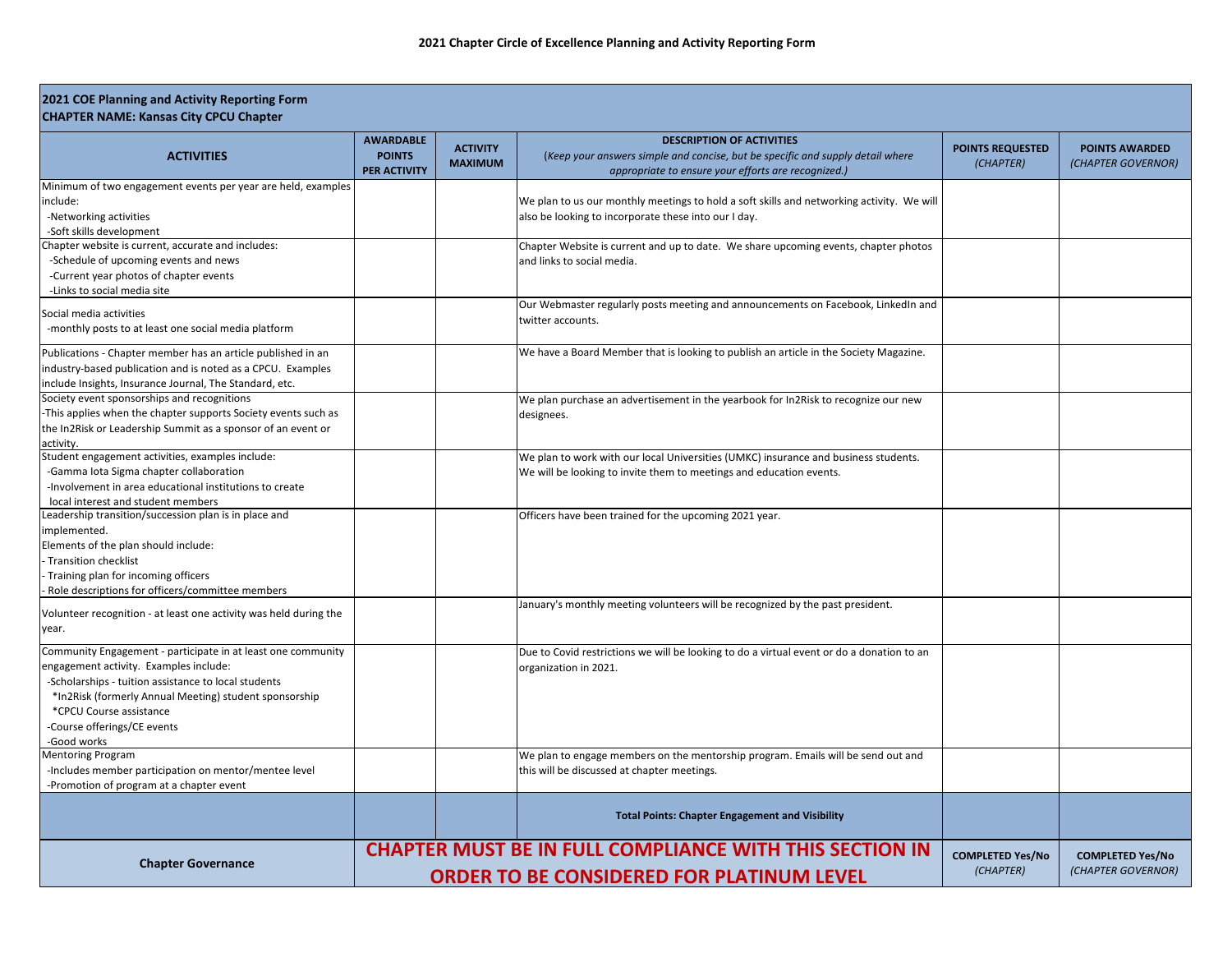**2021 Chapter Circle of Excellence Planning and Activity Reporting Form**

**2021 COE Planning and Activity Reporting Form**
**CHAPTER NAME: Kansas City CPCU Chapter**

| ACTIVITIES | AWARDABLE POINTS PER ACTIVITY | ACTIVITY MAXIMUM | DESCRIPTION OF ACTIVITIES (*Keep your answers simple and concise, but be specific and supply detail where appropriate to ensure your efforts are recognized.*) | POINTS REQUESTED *(CHAPTER)* | POINTS AWARDED *(CHAPTER GOVERNOR)* |
|---|---|---|---|---|---|
| Minimum of two engagement events per year are held, examples include:<br>-Networking activities<br>-Soft skills development | | | We plan to us our monthly meetings to hold a soft skills and networking activity. We will also be looking to incorporate these into our I day. | | |
| Chapter website is current, accurate and includes:<br>-Schedule of upcoming events and news<br>-Current year photos of chapter events<br>-Links to social media site | | | Chapter Website is current and up to date. We share upcoming events, chapter photos and links to social media. | | |
| Social media activities<br>-monthly posts to at least one social media platform | | | Our Webmaster regularly posts meeting and announcements on Facebook, LinkedIn and twitter accounts. | | |
| Publications - Chapter member has an article published in an industry-based publication and is noted as a CPCU. Examples include Insights, Insurance Journal, The Standard, etc. | | | We have a Board Member that is looking to publish an article in the Society Magazine. | | |
| Society event sponsorships and recognitions<br>-This applies when the chapter supports Society events such as the In2Risk or Leadership Summit as a sponsor of an event or activity. | | | We plan purchase an advertisement in the yearbook for In2Risk to recognize our new designees. | | |
| Student engagement activities, examples include:<br>-Gamma Iota Sigma chapter collaboration<br>-Involvement in area educational institutions to create local interest and student members | | | We plan to work with our local Universities (UMKC) insurance and business students. We will be looking to invite them to meetings and education events. | | |
| Leadership transition/succession plan is in place and implemented.<br>Elements of the plan should include:<br>- Transition checklist<br>- Training plan for incoming officers<br>- Role descriptions for officers/committee members | | | Officers have been trained for the upcoming 2021 year. | | |
| Volunteer recognition - at least one activity was held during the year. | | | January's monthly meeting volunteers will be recognized by the past president. | | |
| Community Engagement - participate in at least one community engagement activity. Examples include:<br>-Scholarships - tuition assistance to local students<br>*In2Risk (formerly Annual Meeting) student sponsorship<br>*CPCU Course assistance<br>-Course offerings/CE events<br>-Good works | | | Due to Covid restrictions we will be looking to do a virtual event or do a donation to an organization in 2021. | | |
| Mentoring Program<br>-Includes member participation on mentor/mentee level<br>-Promotion of program at a chapter event | | | We plan to engage members on the mentorship program. Emails will be send out and this will be discussed at chapter meetings. | | |
| | | | **Total Points: Chapter Engagement and Visibility** | | |
| **Chapter Governance** | **CHAPTER MUST BE IN FULL COMPLIANCE WITH THIS SECTION IN ORDER TO BE CONSIDERED FOR PLATINUM LEVEL** | | | **COMPLETED Yes/No** *(CHAPTER)* | **COMPLETED Yes/No** *(CHAPTER GOVERNOR)* |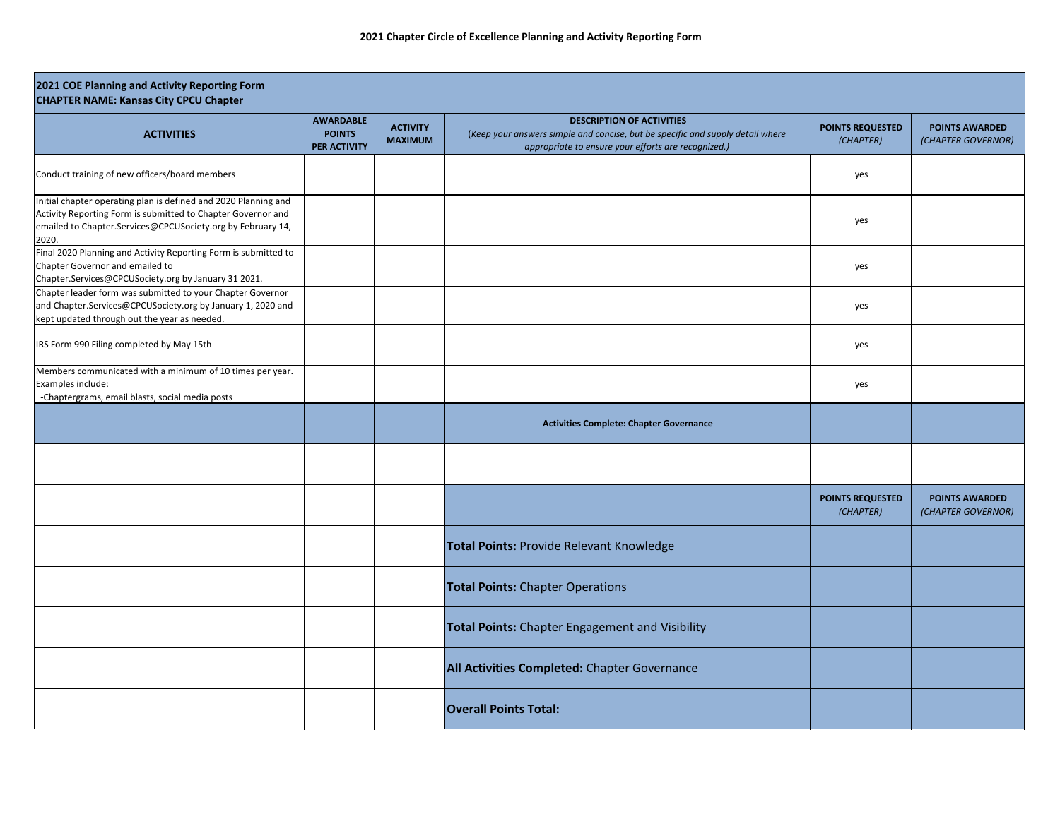**2021 Chapter Circle of Excellence Planning and Activity Reporting Form**

| **2021 COE Planning and Activity Reporting Form**<br>**CHAPTER NAME: Kansas City CPCU Chapter** | | | | | |
|---|---|---|---|---|---|
| **ACTIVITIES** | **AWARDABLE POINTS PER ACTIVITY** | **ACTIVITY MAXIMUM** | **DESCRIPTION OF ACTIVITIES**<br>(*Keep your answers simple and concise, but be specific and supply detail where appropriate to ensure your efforts are recognized.)* | **POINTS REQUESTED** *(CHAPTER)* | **POINTS AWARDED** *(CHAPTER GOVERNOR)* |
| Conduct training of new officers/board members | | | | yes | |
| Initial chapter operating plan is defined and 2020 Planning and Activity Reporting Form is submitted to Chapter Governor and emailed to Chapter.Services@CPCUSociety.org by February 14, 2020. | | | | yes | |
| Final 2020 Planning and Activity Reporting Form is submitted to Chapter Governor and emailed to Chapter.Services@CPCUSociety.org by January 31 2021. | | | | yes | |
| Chapter leader form was submitted to your Chapter Governor and Chapter.Services@CPCUSociety.org by January 1, 2020 and kept updated through out the year as needed. | | | | yes | |
| IRS Form 990 Filing completed by May 15th | | | | yes | |
| Members communicated with a minimum of 10 times per year. Examples include:<br>-Chaptergrams, email blasts, social media posts | | | | yes | |
| | | | **Activities Complete: Chapter Governance** | | |
| | | | | | |
| | | | | **POINTS REQUESTED** *(CHAPTER)* | **POINTS AWARDED** *(CHAPTER GOVERNOR)* |
| | | | **Total Points:** Provide Relevant Knowledge | | |
| | | | **Total Points:** Chapter Operations | | |
| | | | **Total Points:** Chapter Engagement and Visibility | | |
| | | | **All Activities Completed:** Chapter Governance | | |
| | | | **Overall Points Total:** | | |